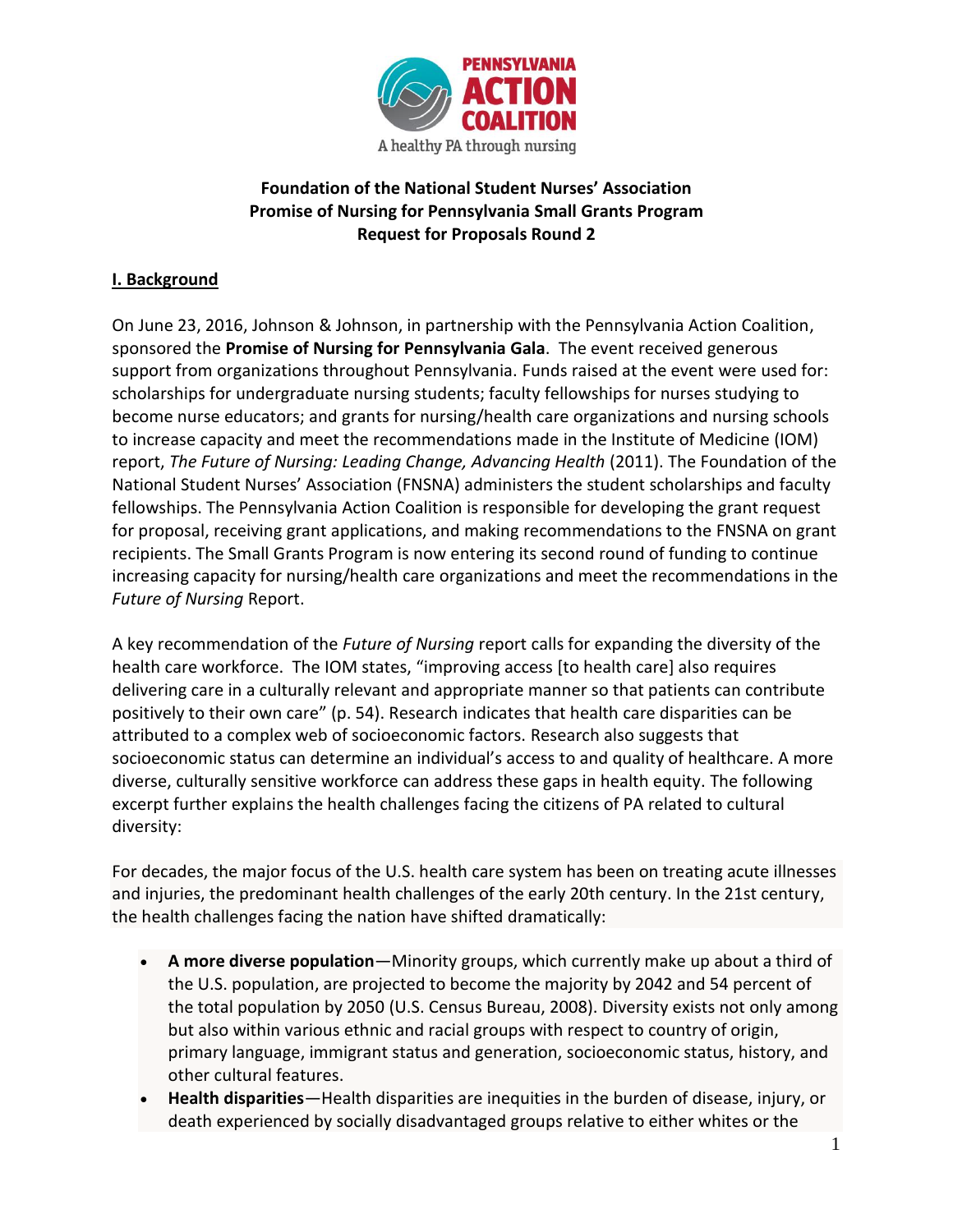PENNSYLVANIA ACTION COALITION

A healthy PA through nursing

**Foundation of the National Student Nurses' Association**
**Promise of Nursing for Pennsylvania Small Grants Program**
**Request for Proposals Round 2**

## I. Background

On June 23, 2016, Johnson & Johnson, in partnership with the Pennsylvania Action Coalition, sponsored the **Promise of Nursing for Pennsylvania Gala**. The event received generous support from organizations throughout Pennsylvania. Funds raised at the event were used for: scholarships for undergraduate nursing students; faculty fellowships for nurses studying to become nurse educators; and grants for nursing/health care organizations and nursing schools to increase capacity and meet the recommendations made in the Institute of Medicine (IOM) report, *The Future of Nursing: Leading Change, Advancing Health* (2011). The Foundation of the National Student Nurses' Association (FNSNA) administers the student scholarships and faculty fellowships. The Pennsylvania Action Coalition is responsible for developing the grant request for proposal, receiving grant applications, and making recommendations to the FNSNA on grant recipients. The Small Grants Program is now entering its second round of funding to continue increasing capacity for nursing/health care organizations and meet the recommendations in the *Future of Nursing* Report.

A key recommendation of the *Future of Nursing* report calls for expanding the diversity of the health care workforce. The IOM states, "improving access [to health care] also requires delivering care in a culturally relevant and appropriate manner so that patients can contribute positively to their own care" (p. 54). Research indicates that health care disparities can be attributed to a complex web of socioeconomic factors. Research also suggests that socioeconomic status can determine an individual's access to and quality of healthcare. A more diverse, culturally sensitive workforce can address these gaps in health equity. The following excerpt further explains the health challenges facing the citizens of PA related to cultural diversity:

For decades, the major focus of the U.S. health care system has been on treating acute illnesses and injuries, the predominant health challenges of the early 20th century. In the 21st century, the health challenges facing the nation have shifted dramatically:

- **A more diverse population**—Minority groups, which currently make up about a third of the U.S. population, are projected to become the majority by 2042 and 54 percent of the total population by 2050 (U.S. Census Bureau, 2008). Diversity exists not only among but also within various ethnic and racial groups with respect to country of origin, primary language, immigrant status and generation, socioeconomic status, history, and other cultural features.
- **Health disparities**—Health disparities are inequities in the burden of disease, injury, or death experienced by socially disadvantaged groups relative to either whites or the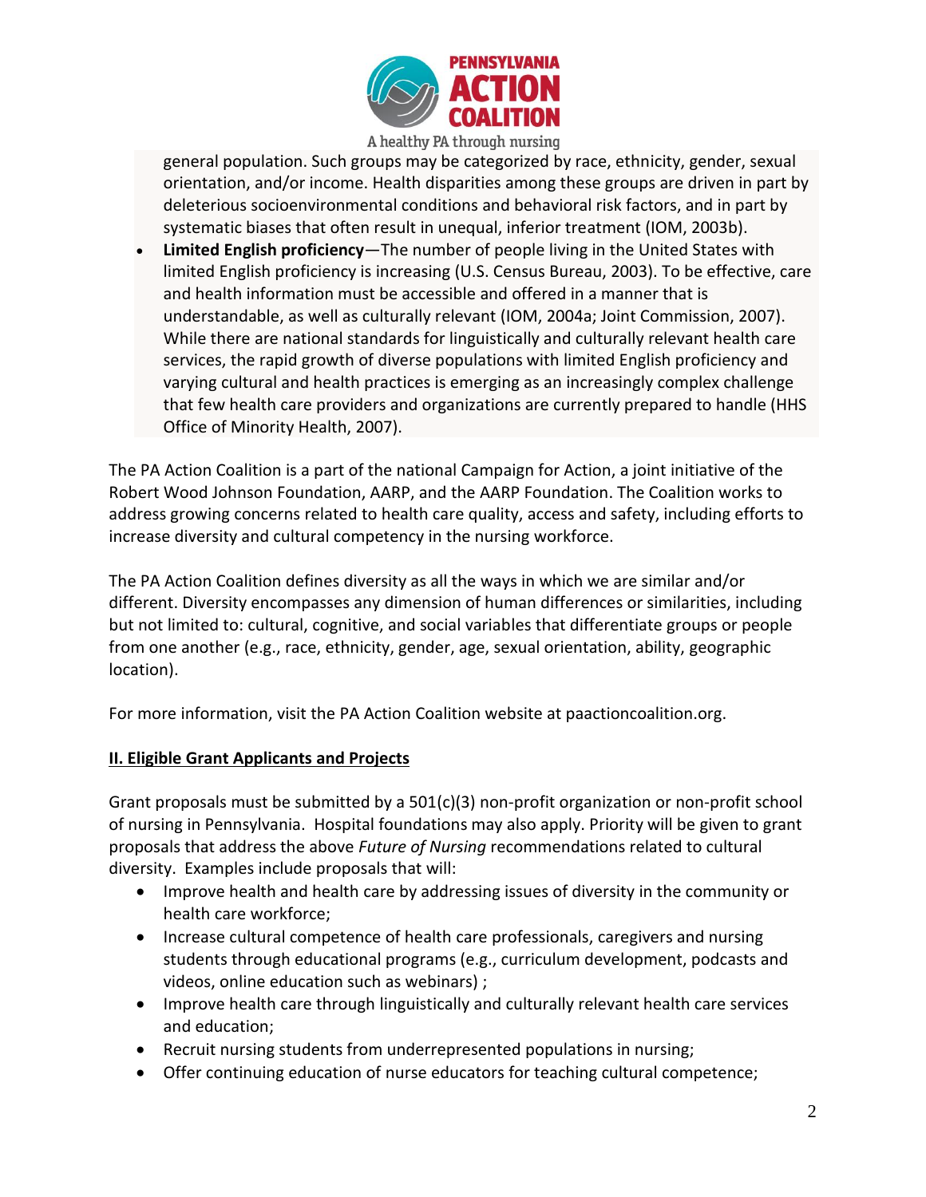general population. Such groups may be categorized by race, ethnicity, gender, sexual orientation, and/or income. Health disparities among these groups are driven in part by deleterious socioenvironmental conditions and behavioral risk factors, and in part by systematic biases that often result in unequal, inferior treatment (IOM, 2003b).

- **Limited English proficiency**—The number of people living in the United States with limited English proficiency is increasing (U.S. Census Bureau, 2003). To be effective, care and health information must be accessible and offered in a manner that is understandable, as well as culturally relevant (IOM, 2004a; Joint Commission, 2007). While there are national standards for linguistically and culturally relevant health care services, the rapid growth of diverse populations with limited English proficiency and varying cultural and health practices is emerging as an increasingly complex challenge that few health care providers and organizations are currently prepared to handle (HHS Office of Minority Health, 2007).

The PA Action Coalition is a part of the national Campaign for Action, a joint initiative of the Robert Wood Johnson Foundation, AARP, and the AARP Foundation. The Coalition works to address growing concerns related to health care quality, access and safety, including efforts to increase diversity and cultural competency in the nursing workforce.

The PA Action Coalition defines diversity as all the ways in which we are similar and/or different. Diversity encompasses any dimension of human differences or similarities, including but not limited to: cultural, cognitive, and social variables that differentiate groups or people from one another (e.g., race, ethnicity, gender, age, sexual orientation, ability, geographic location).

For more information, visit the PA Action Coalition website at paactioncoalition.org.

## II. Eligible Grant Applicants and Projects

Grant proposals must be submitted by a 501(c)(3) non-profit organization or non-profit school of nursing in Pennsylvania. Hospital foundations may also apply. Priority will be given to grant proposals that address the above *Future of Nursing* recommendations related to cultural diversity. Examples include proposals that will:

- Improve health and health care by addressing issues of diversity in the community or health care workforce;
- Increase cultural competence of health care professionals, caregivers and nursing students through educational programs (e.g., curriculum development, podcasts and videos, online education such as webinars) ;
- Improve health care through linguistically and culturally relevant health care services and education;
- Recruit nursing students from underrepresented populations in nursing;
- Offer continuing education of nurse educators for teaching cultural competence;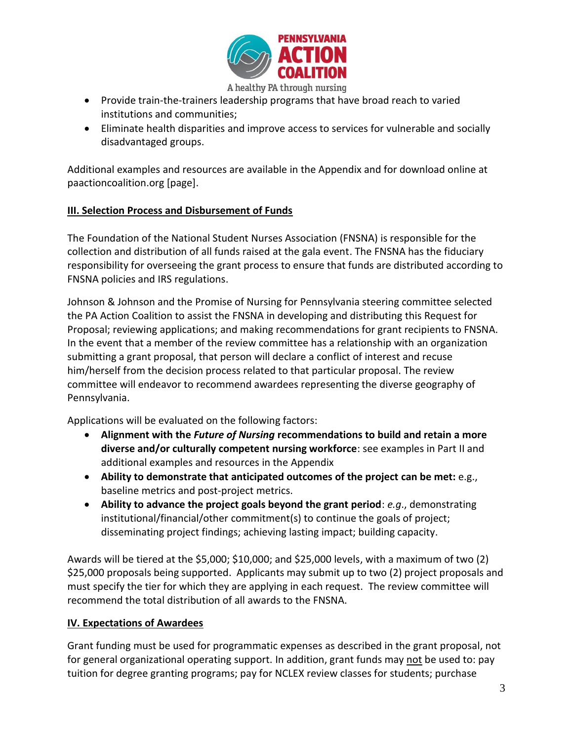- Provide train-the-trainers leadership programs that have broad reach to varied institutions and communities;
- Eliminate health disparities and improve access to services for vulnerable and socially disadvantaged groups.

Additional examples and resources are available in the Appendix and for download online at paactioncoalition.org [page].

## III. Selection Process and Disbursement of Funds

The Foundation of the National Student Nurses Association (FNSNA) is responsible for the collection and distribution of all funds raised at the gala event. The FNSNA has the fiduciary responsibility for overseeing the grant process to ensure that funds are distributed according to FNSNA policies and IRS regulations.

Johnson & Johnson and the Promise of Nursing for Pennsylvania steering committee selected the PA Action Coalition to assist the FNSNA in developing and distributing this Request for Proposal; reviewing applications; and making recommendations for grant recipients to FNSNA. In the event that a member of the review committee has a relationship with an organization submitting a grant proposal, that person will declare a conflict of interest and recuse him/herself from the decision process related to that particular proposal. The review committee will endeavor to recommend awardees representing the diverse geography of Pennsylvania.

Applications will be evaluated on the following factors:

- **Alignment with the *Future of Nursing* recommendations to build and retain a more diverse and/or culturally competent nursing workforce**: see examples in Part II and additional examples and resources in the Appendix
- **Ability to demonstrate that anticipated outcomes of the project can be met:** e.g., baseline metrics and post-project metrics.
- **Ability to advance the project goals beyond the grant period**: *e.g*., demonstrating institutional/financial/other commitment(s) to continue the goals of project; disseminating project findings; achieving lasting impact; building capacity.

Awards will be tiered at the $5,000; $10,000; and $25,000 levels, with a maximum of two (2) $25,000 proposals being supported. Applicants may submit up to two (2) project proposals and must specify the tier for which they are applying in each request. The review committee will recommend the total distribution of all awards to the FNSNA.

## IV. Expectations of Awardees

Grant funding must be used for programmatic expenses as described in the grant proposal, not for general organizational operating support. In addition, grant funds may not be used to: pay tuition for degree granting programs; pay for NCLEX review classes for students; purchase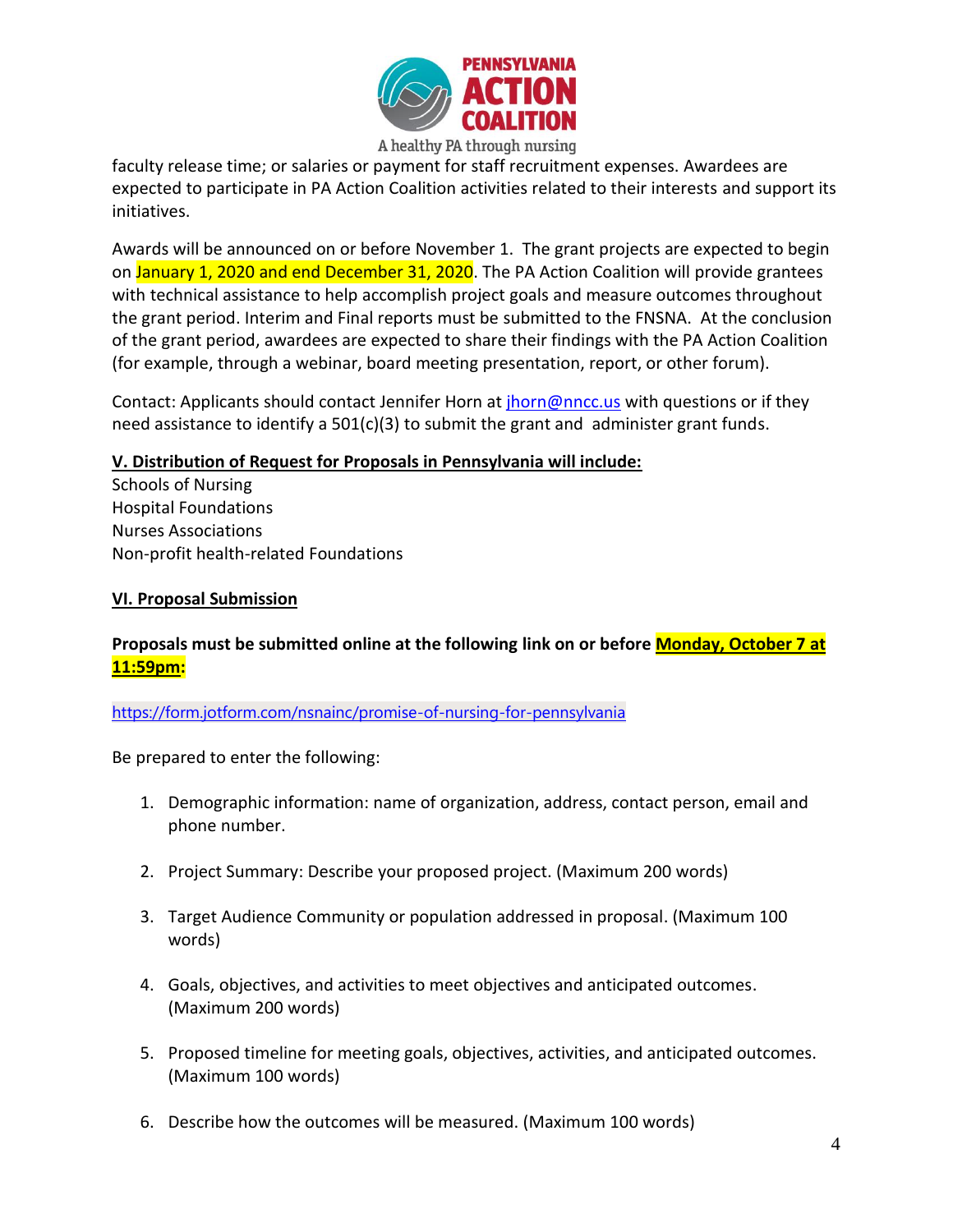faculty release time; or salaries or payment for staff recruitment expenses. Awardees are expected to participate in PA Action Coalition activities related to their interests and support its initiatives.

Awards will be announced on or before November 1. The grant projects are expected to begin on January 1, 2020 and end December 31, 2020. The PA Action Coalition will provide grantees with technical assistance to help accomplish project goals and measure outcomes throughout the grant period. Interim and Final reports must be submitted to the FNSNA. At the conclusion of the grant period, awardees are expected to share their findings with the PA Action Coalition (for example, through a webinar, board meeting presentation, report, or other forum).

Contact: Applicants should contact Jennifer Horn at jhorn@nncc.us with questions or if they need assistance to identify a 501(c)(3) to submit the grant and administer grant funds.

**V. Distribution of Request for Proposals in Pennsylvania will include:**

Schools of Nursing
Hospital Foundations
Nurses Associations
Non-profit health-related Foundations

**VI. Proposal Submission**

**Proposals must be submitted online at the following link on or before Monday, October 7 at 11:59pm:**

https://form.jotform.com/nsnainc/promise-of-nursing-for-pennsylvania

Be prepared to enter the following:

1. Demographic information: name of organization, address, contact person, email and phone number.

2. Project Summary: Describe your proposed project. (Maximum 200 words)

3. Target Audience Community or population addressed in proposal. (Maximum 100 words)

4. Goals, objectives, and activities to meet objectives and anticipated outcomes. (Maximum 200 words)

5. Proposed timeline for meeting goals, objectives, activities, and anticipated outcomes. (Maximum 100 words)

6. Describe how the outcomes will be measured. (Maximum 100 words)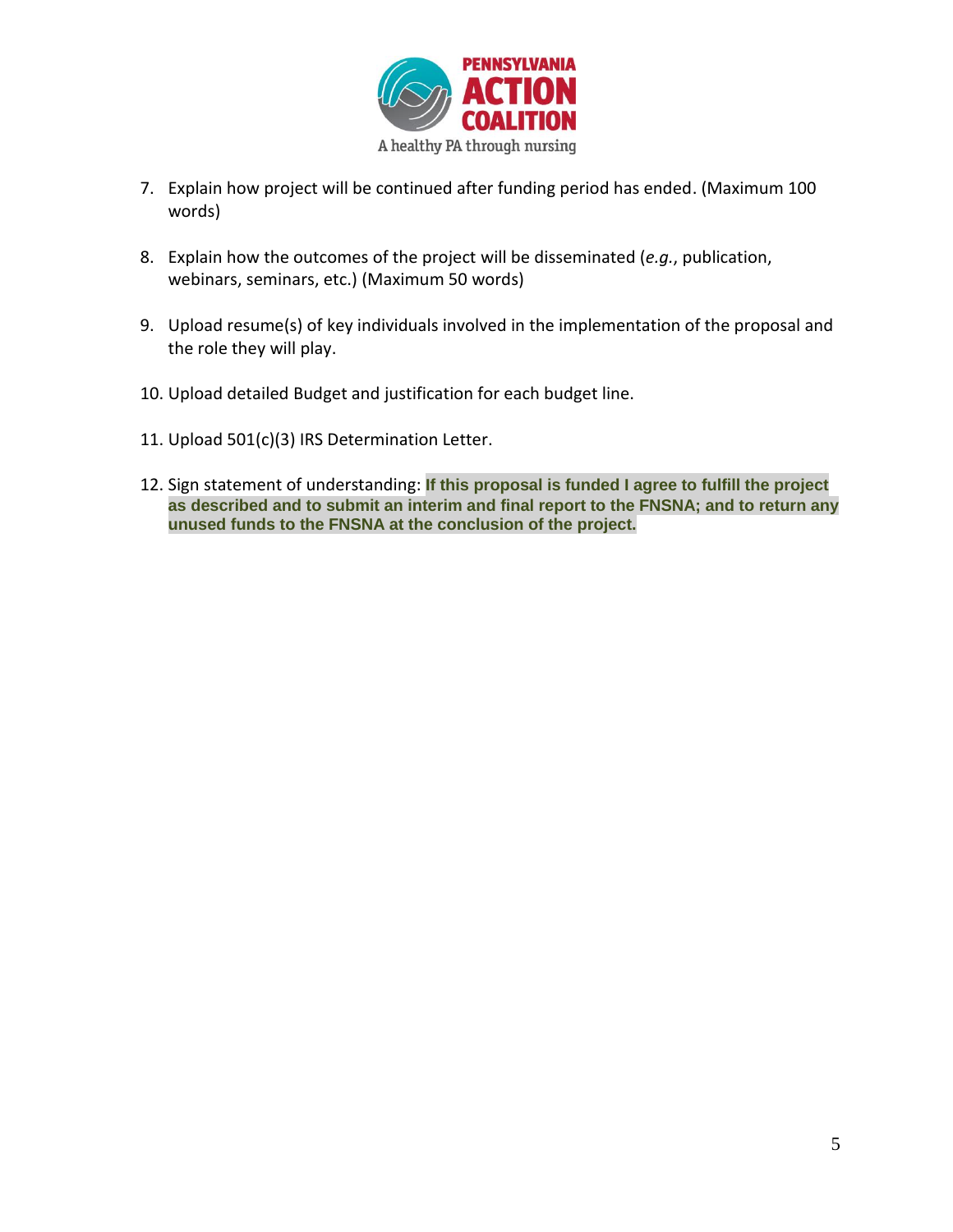7. Explain how project will be continued after funding period has ended. (Maximum 100 words)

8. Explain how the outcomes of the project will be disseminated (*e.g.*, publication, webinars, seminars, etc.) (Maximum 50 words)

9. Upload resume(s) of key individuals involved in the implementation of the proposal and the role they will play.

10. Upload detailed Budget and justification for each budget line.

11. Upload 501(c)(3) IRS Determination Letter.

12. Sign statement of understanding: **If this proposal is funded I agree to fulfill the project as described and to submit an interim and final report to the FNSNA; and to return any unused funds to the FNSNA at the conclusion of the project.**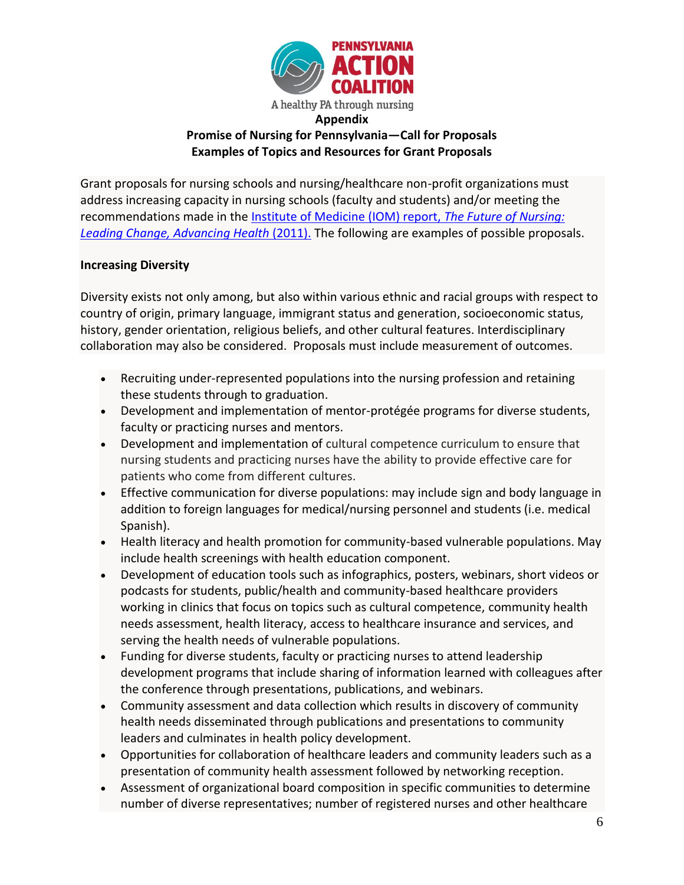PENNSYLVANIA ACTION COALITION

A healthy PA through nursing

**Appendix**

**Promise of Nursing for Pennsylvania—Call for Proposals**

**Examples of Topics and Resources for Grant Proposals**

Grant proposals for nursing schools and nursing/healthcare non-profit organizations must address increasing capacity in nursing schools (faculty and students) and/or meeting the recommendations made in the Institute of Medicine (IOM) report, *The Future of Nursing: Leading Change, Advancing Health* (2011). The following are examples of possible proposals.

**Increasing Diversity**

Diversity exists not only among, but also within various ethnic and racial groups with respect to country of origin, primary language, immigrant status and generation, socioeconomic status, history, gender orientation, religious beliefs, and other cultural features. Interdisciplinary collaboration may also be considered. Proposals must include measurement of outcomes.

- Recruiting under-represented populations into the nursing profession and retaining these students through to graduation.
- Development and implementation of mentor-protégée programs for diverse students, faculty or practicing nurses and mentors.
- Development and implementation of cultural competence curriculum to ensure that nursing students and practicing nurses have the ability to provide effective care for patients who come from different cultures.
- Effective communication for diverse populations: may include sign and body language in addition to foreign languages for medical/nursing personnel and students (i.e. medical Spanish).
- Health literacy and health promotion for community-based vulnerable populations. May include health screenings with health education component.
- Development of education tools such as infographics, posters, webinars, short videos or podcasts for students, public/health and community-based healthcare providers working in clinics that focus on topics such as cultural competence, community health needs assessment, health literacy, access to healthcare insurance and services, and serving the health needs of vulnerable populations.
- Funding for diverse students, faculty or practicing nurses to attend leadership development programs that include sharing of information learned with colleagues after the conference through presentations, publications, and webinars.
- Community assessment and data collection which results in discovery of community health needs disseminated through publications and presentations to community leaders and culminates in health policy development.
- Opportunities for collaboration of healthcare leaders and community leaders such as a presentation of community health assessment followed by networking reception.
- Assessment of organizational board composition in specific communities to determine number of diverse representatives; number of registered nurses and other healthcare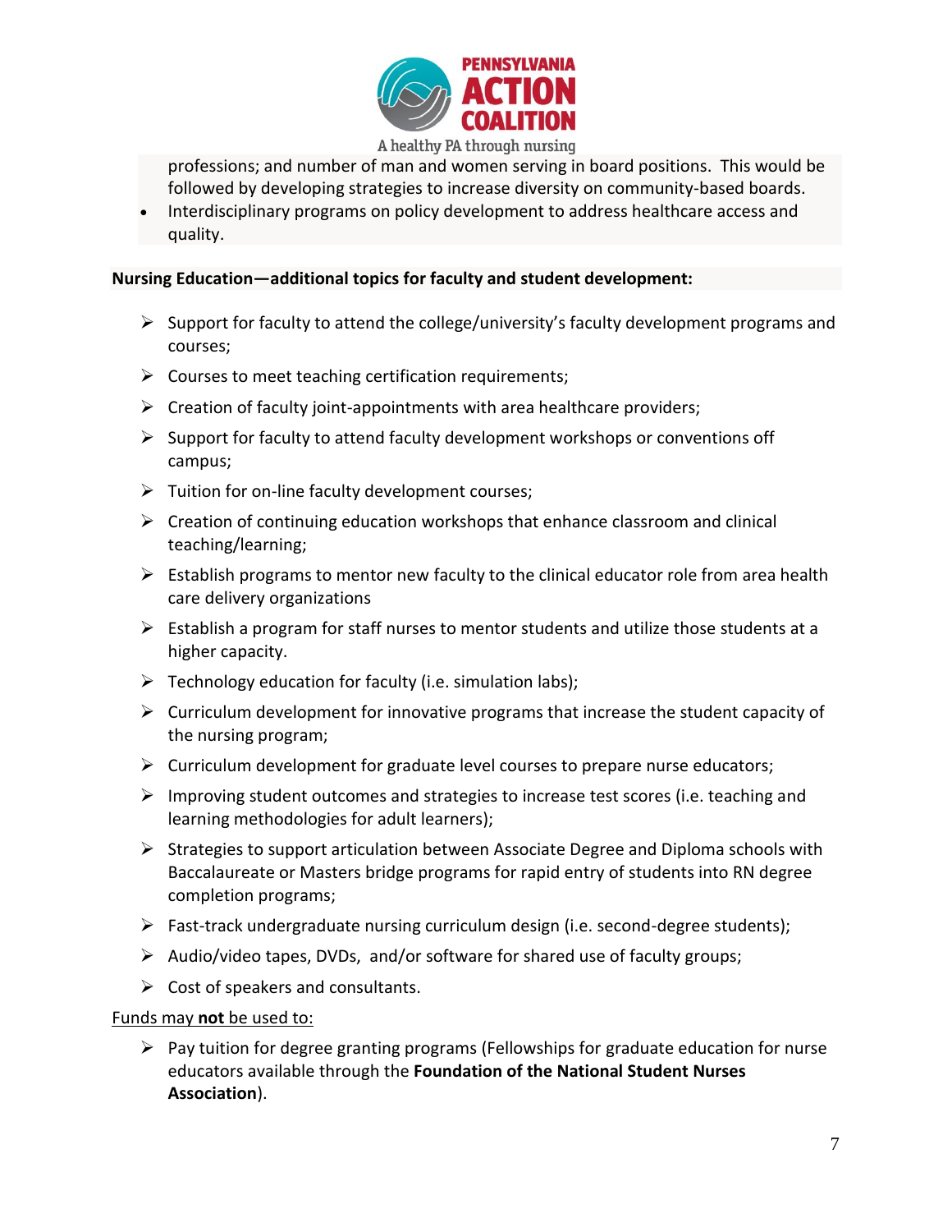professions; and number of man and women serving in board positions. This would be followed by developing strategies to increase diversity on community-based boards.

- Interdisciplinary programs on policy development to address healthcare access and quality.

**Nursing Education—additional topics for faculty and student development:**

- Support for faculty to attend the college/university's faculty development programs and courses;
- Courses to meet teaching certification requirements;
- Creation of faculty joint-appointments with area healthcare providers;
- Support for faculty to attend faculty development workshops or conventions off campus;
- Tuition for on-line faculty development courses;
- Creation of continuing education workshops that enhance classroom and clinical teaching/learning;
- Establish programs to mentor new faculty to the clinical educator role from area health care delivery organizations
- Establish a program for staff nurses to mentor students and utilize those students at a higher capacity.
- Technology education for faculty (i.e. simulation labs);
- Curriculum development for innovative programs that increase the student capacity of the nursing program;
- Curriculum development for graduate level courses to prepare nurse educators;
- Improving student outcomes and strategies to increase test scores (i.e. teaching and learning methodologies for adult learners);
- Strategies to support articulation between Associate Degree and Diploma schools with Baccalaureate or Masters bridge programs for rapid entry of students into RN degree completion programs;
- Fast-track undergraduate nursing curriculum design (i.e. second-degree students);
- Audio/video tapes, DVDs, and/or software for shared use of faculty groups;
- Cost of speakers and consultants.

Funds may **not** be used to:

- Pay tuition for degree granting programs (Fellowships for graduate education for nurse educators available through the **Foundation of the National Student Nurses Association**).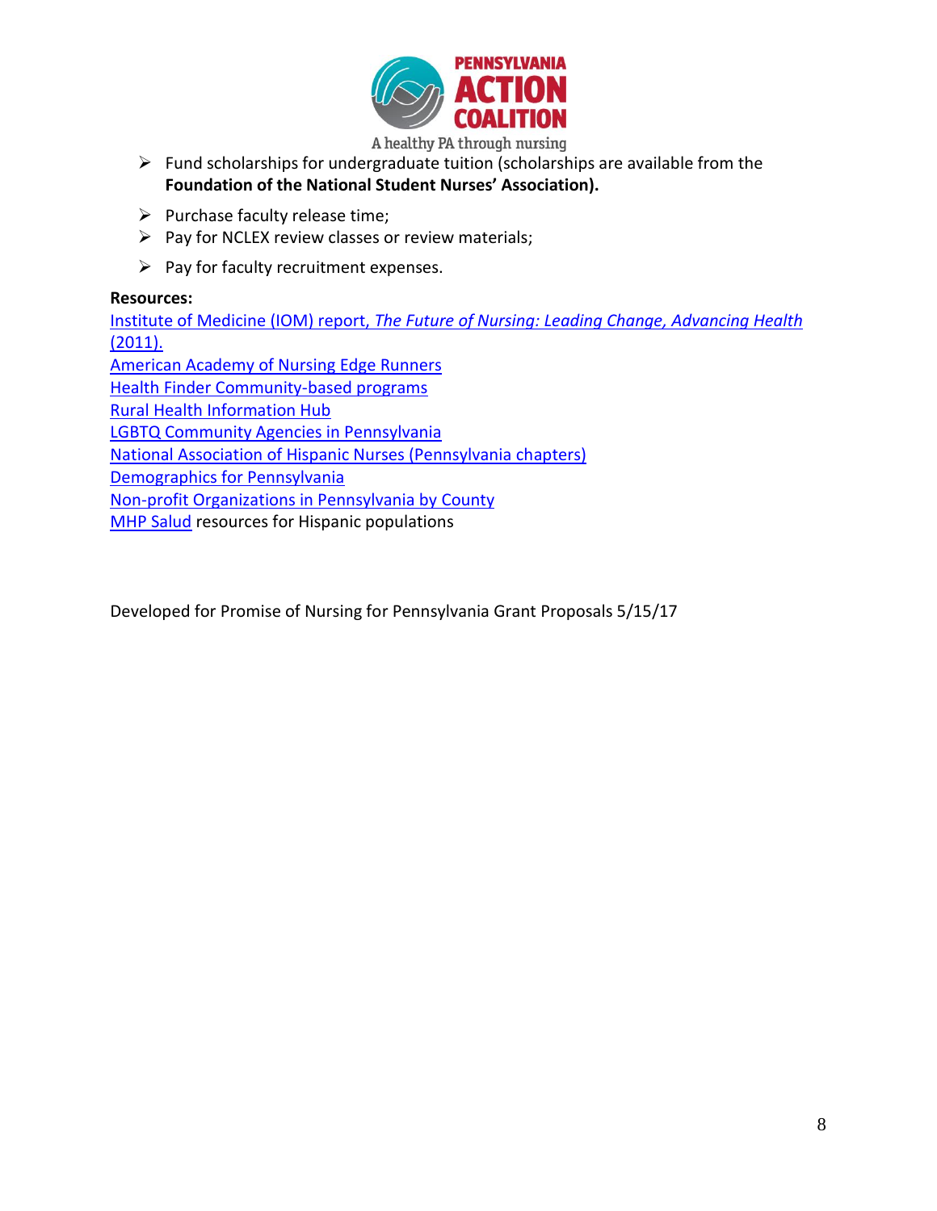- Fund scholarships for undergraduate tuition (scholarships are available from the **Foundation of the National Student Nurses' Association).**
- Purchase faculty release time;
- Pay for NCLEX review classes or review materials;
- Pay for faculty recruitment expenses.

**Resources:**

Institute of Medicine (IOM) report, *The Future of Nursing: Leading Change, Advancing Health* (2011).
American Academy of Nursing Edge Runners
Health Finder Community-based programs
Rural Health Information Hub
LGBTQ Community Agencies in Pennsylvania
National Association of Hispanic Nurses (Pennsylvania chapters)
Demographics for Pennsylvania
Non-profit Organizations in Pennsylvania by County
MHP Salud resources for Hispanic populations

Developed for Promise of Nursing for Pennsylvania Grant Proposals 5/15/17